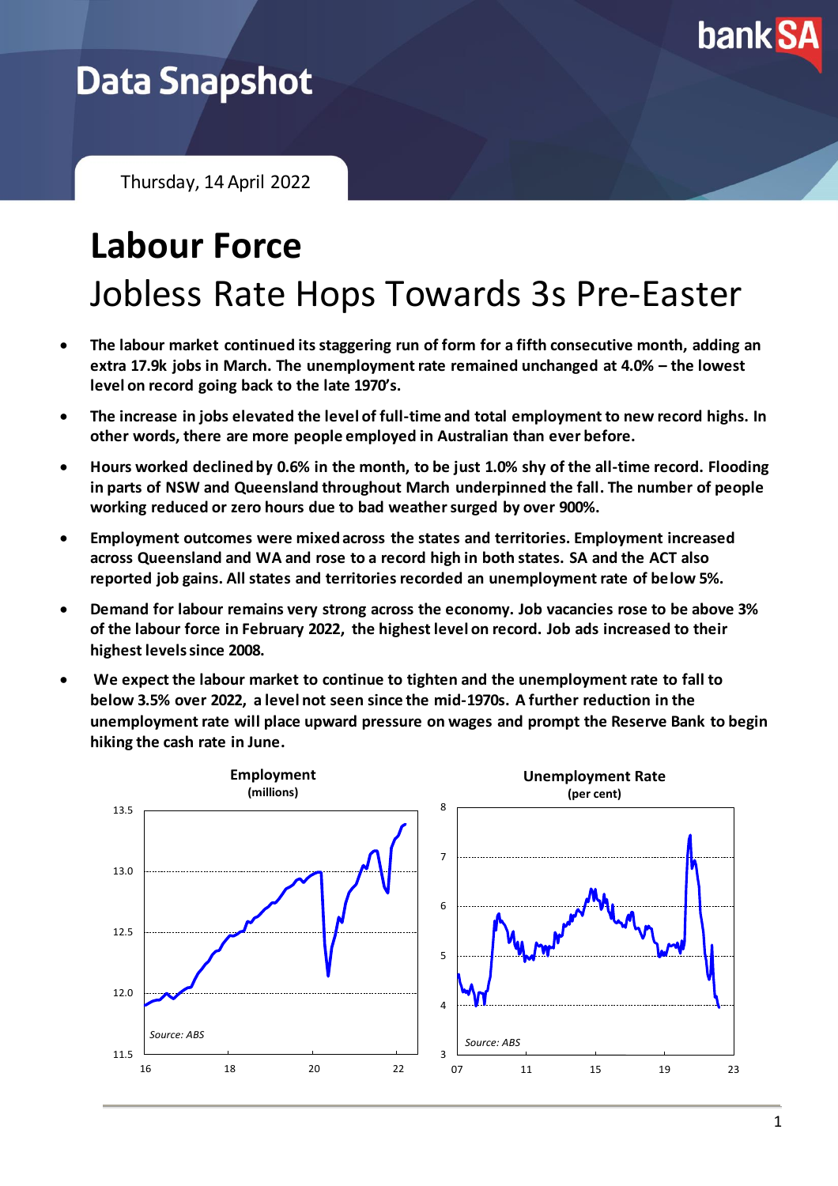# Data Snapshot

Thursday, 14 April 2022

## Labour Force

## Jobless Rate Hops Towards 3s Pre-Easter

- **The labour market continued its staggering run of form for a fifth consecutive month, adding an extra 17.9k jobs in March. The unemployment rate remained unchanged at 4.0% – the lowest level on record going back to the late 1970's.**
- **The increase in jobs elevated the level of full-time and total employment to new record highs. In other words, there are more people employed in Australian than ever before.**
- **Hours worked declined by 0.6% in the month, to be just 1.0% shy of the all-time record. Flooding in parts of NSW and Queensland throughout March underpinned the fall. The number of people working reduced or zero hours due to bad weather surged by over 900%.**
- **Employment outcomes were mixed across the states and territories. Employment increased across Queensland and WA and rose to a record high in both states. SA and the ACT also reported job gains. All states and territories recorded an unemployment rate of below 5%.**
- **Demand for labour remains very strong across the economy. Job vacancies rose to be above 3% of the labour force in February 2022, the highest level on record. Job ads increased to their highest levels since 2008.**
- **We expect the labour market to continue to tighten and the unemployment rate to fall to below 3.5% over 2022, a level not seen since the mid-1970s. A further reduction in the unemployment rate will place upward pressure on wages and prompt the Reserve Bank to begin hiking the cash rate in June.**

**Employment**
(millions)

Source: ABS

**Unemployment Rate**
(per cent)

Source: ABS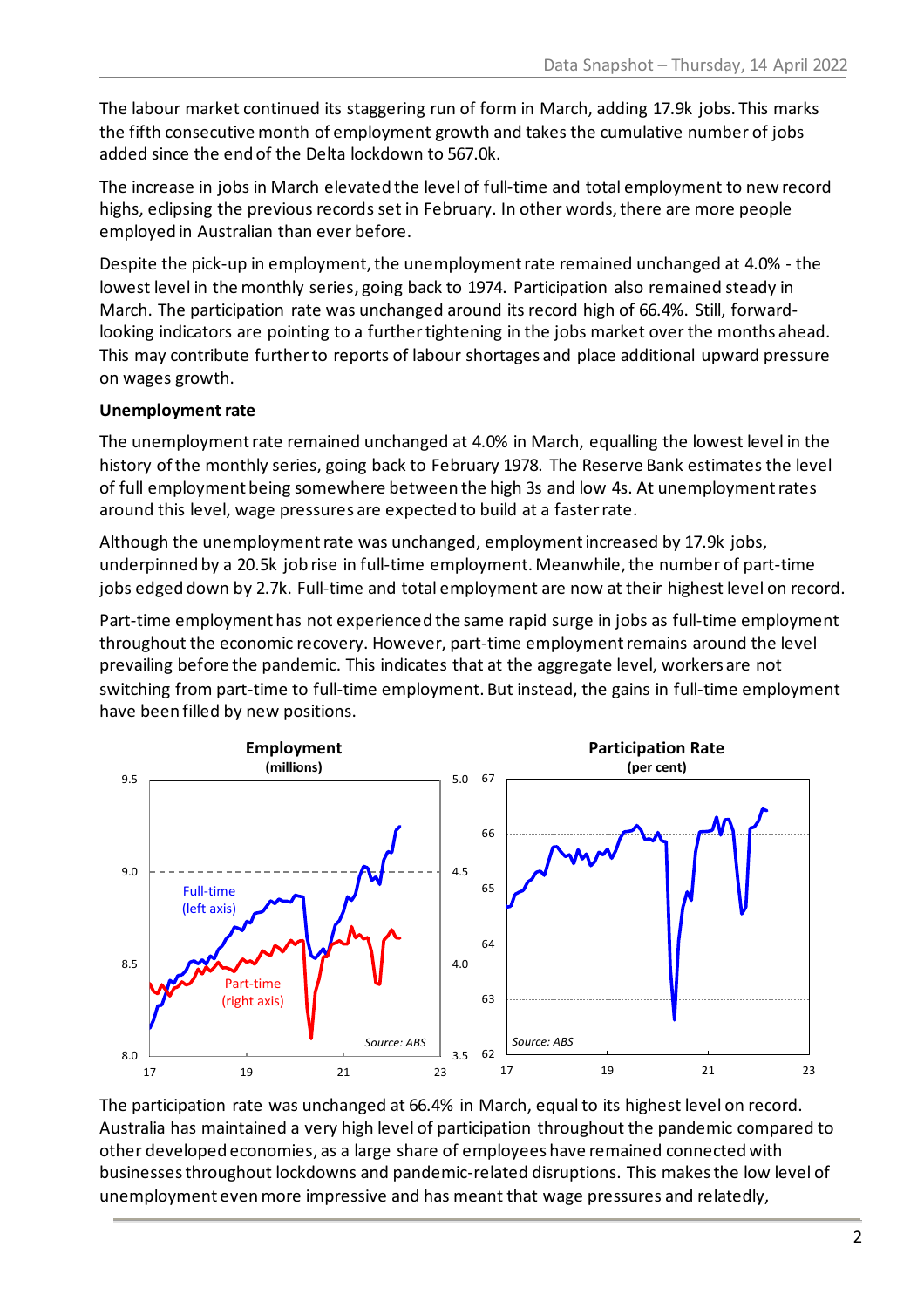The labour market continued its staggering run of form in March, adding 17.9k jobs. This marks the fifth consecutive month of employment growth and takes the cumulative number of jobs added since the end of the Delta lockdown to 567.0k.

The increase in jobs in March elevated the level of full-time and total employment to new record highs, eclipsing the previous records set in February. In other words, there are more people employed in Australian than ever before.

Despite the pick-up in employment, the unemployment rate remained unchanged at 4.0% - the lowest level in the monthly series, going back to 1974. Participation also remained steady in March. The participation rate was unchanged around its record high of 66.4%. Still, forward-looking indicators are pointing to a further tightening in the jobs market over the months ahead. This may contribute further to reports of labour shortages and place additional upward pressure on wages growth.

**Unemployment rate**

The unemployment rate remained unchanged at 4.0% in March, equalling the lowest level in the history of the monthly series, going back to February 1978. The Reserve Bank estimates the level of full employment being somewhere between the high 3s and low 4s. At unemployment rates around this level, wage pressures are expected to build at a faster rate.

Although the unemployment rate was unchanged, employment increased by 17.9k jobs, underpinned by a 20.5k job rise in full-time employment. Meanwhile, the number of part-time jobs edged down by 2.7k. Full-time and total employment are now at their highest level on record.

Part-time employment has not experienced the same rapid surge in jobs as full-time employment throughout the economic recovery. However, part-time employment remains around the level prevailing before the pandemic. This indicates that at the aggregate level, workers are not switching from part-time to full-time employment. But instead, the gains in full-time employment have been filled by new positions.

The participation rate was unchanged at 66.4% in March, equal to its highest level on record. Australia has maintained a very high level of participation throughout the pandemic compared to other developed economies, as a large share of employees have remained connected with businesses throughout lockdowns and pandemic-related disruptions. This makes the low level of unemployment even more impressive and has meant that wage pressures and relatedly,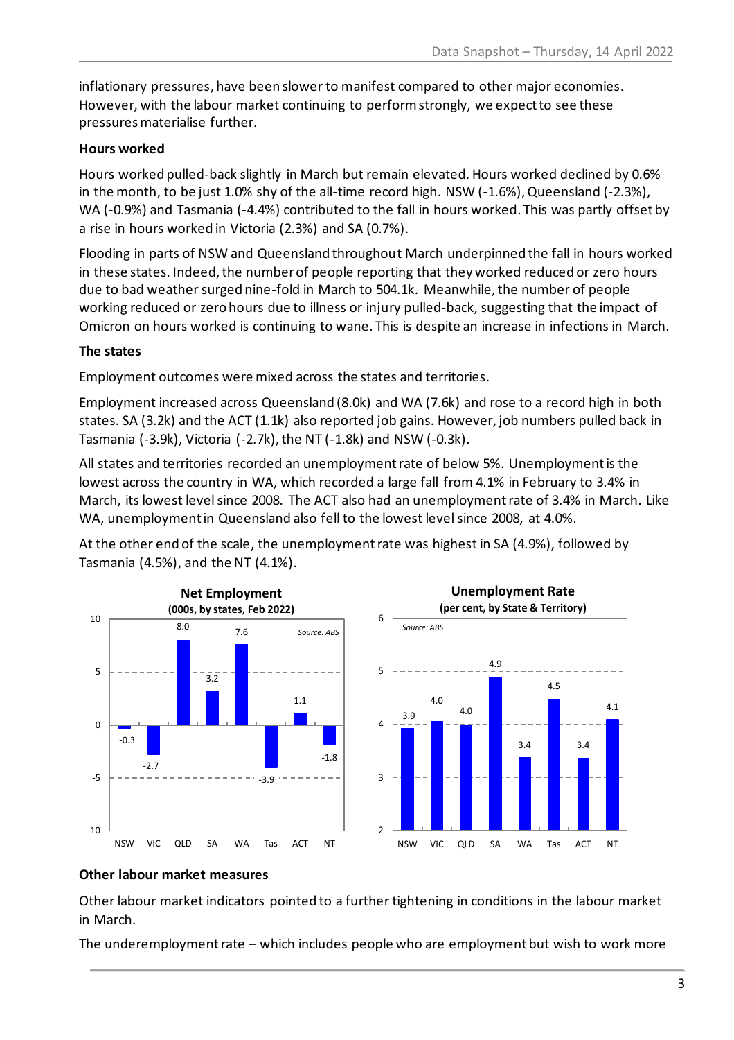inflationary pressures, have been slower to manifest compared to other major economies. However, with the labour market continuing to perform strongly, we expect to see these pressures materialise further.

**Hours worked**

Hours worked pulled-back slightly in March but remain elevated. Hours worked declined by 0.6% in the month, to be just 1.0% shy of the all-time record high. NSW (-1.6%), Queensland (-2.3%), WA (-0.9%) and Tasmania (-4.4%) contributed to the fall in hours worked. This was partly offset by a rise in hours worked in Victoria (2.3%) and SA (0.7%).

Flooding in parts of NSW and Queensland throughout March underpinned the fall in hours worked in these states. Indeed, the number of people reporting that they worked reduced or zero hours due to bad weather surged nine-fold in March to 504.1k. Meanwhile, the number of people working reduced or zero hours due to illness or injury pulled-back, suggesting that the impact of Omicron on hours worked is continuing to wane. This is despite an increase in infections in March.

**The states**

Employment outcomes were mixed across the states and territories.

Employment increased across Queensland (8.0k) and WA (7.6k) and rose to a record high in both states. SA (3.2k) and the ACT (1.1k) also reported job gains. However, job numbers pulled back in Tasmania (-3.9k), Victoria (-2.7k), the NT (-1.8k) and NSW (-0.3k).

All states and territories recorded an unemployment rate of below 5%. Unemployment is the lowest across the country in WA, which recorded a large fall from 4.1% in February to 3.4% in March, its lowest level since 2008. The ACT also had an unemployment rate of 3.4% in March. Like WA, unemployment in Queensland also fell to the lowest level since 2008, at 4.0%.

At the other end of the scale, the unemployment rate was highest in SA (4.9%), followed by Tasmania (4.5%), and the NT (4.1%).

**Net Employment**
**(000s, by states, Feb 2022)**

*Source: ABS*

| State | Net Employment (000s) |
|---|---|
| NSW | -0.3 |
| VIC | -2.7 |
| QLD | 8.0 |
| SA | 3.2 |
| WA | 7.6 |
| Tas | -3.9 |
| ACT | 1.1 |
| NT | -1.8 |

**Unemployment Rate**
**(per cent, by State & Territory)**

*Source: ABS*

| State | Unemployment Rate (%) |
|---|---|
| NSW | 3.9 |
| VIC | 4.0 |
| QLD | 4.0 |
| SA | 4.9 |
| WA | 3.4 |
| Tas | 4.5 |
| ACT | 3.4 |
| NT | 4.1 |

**Other labour market measures**

Other labour market indicators pointed to a further tightening in conditions in the labour market in March.

The underemployment rate – which includes people who are employment but wish to work more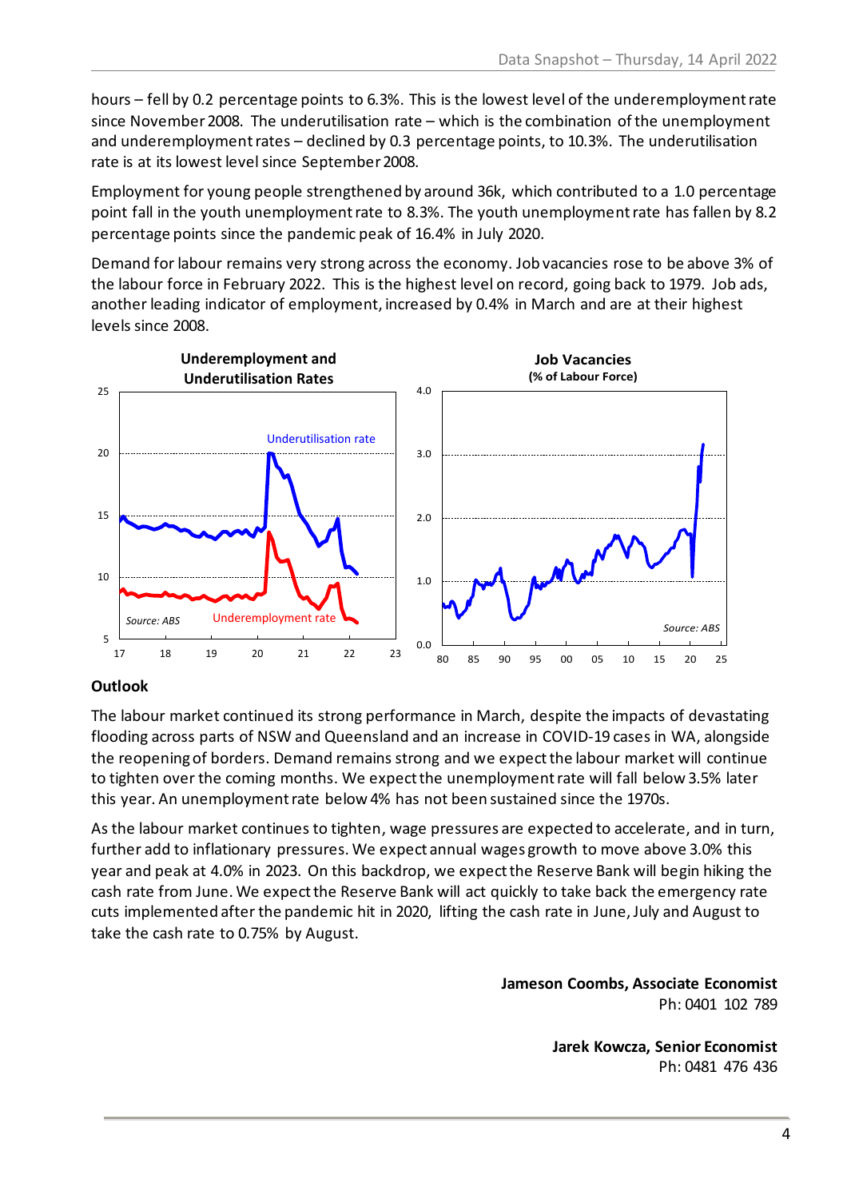hours – fell by 0.2 percentage points to 6.3%. This is the lowest level of the underemployment rate since November 2008. The underutilisation rate – which is the combination of the unemployment and underemployment rates – declined by 0.3 percentage points, to 10.3%. The underutilisation rate is at its lowest level since September 2008.

Employment for young people strengthened by around 36k, which contributed to a 1.0 percentage point fall in the youth unemployment rate to 8.3%. The youth unemployment rate has fallen by 8.2 percentage points since the pandemic peak of 16.4% in July 2020.

Demand for labour remains very strong across the economy. Job vacancies rose to be above 3% of the labour force in February 2022. This is the highest level on record, going back to 1979. Job ads, another leading indicator of employment, increased by 0.4% in March and are at their highest levels since 2008.

**Underemployment and Underutilisation Rates**

Source: ABS

**Job Vacancies (% of Labour Force)**

Source: ABS

## Outlook

The labour market continued its strong performance in March, despite the impacts of devastating flooding across parts of NSW and Queensland and an increase in COVID-19 cases in WA, alongside the reopening of borders. Demand remains strong and we expect the labour market will continue to tighten over the coming months. We expect the unemployment rate will fall below 3.5% later this year. An unemployment rate below 4% has not been sustained since the 1970s.

As the labour market continues to tighten, wage pressures are expected to accelerate, and in turn, further add to inflationary pressures. We expect annual wages growth to move above 3.0% this year and peak at 4.0% in 2023. On this backdrop, we expect the Reserve Bank will begin hiking the cash rate from June. We expect the Reserve Bank will act quickly to take back the emergency rate cuts implemented after the pandemic hit in 2020, lifting the cash rate in June, July and August to take the cash rate to 0.75% by August.

**Jameson Coombs, Associate Economist**
Ph: 0401 102 789

**Jarek Kowcza, Senior Economist**
Ph: 0481 476 436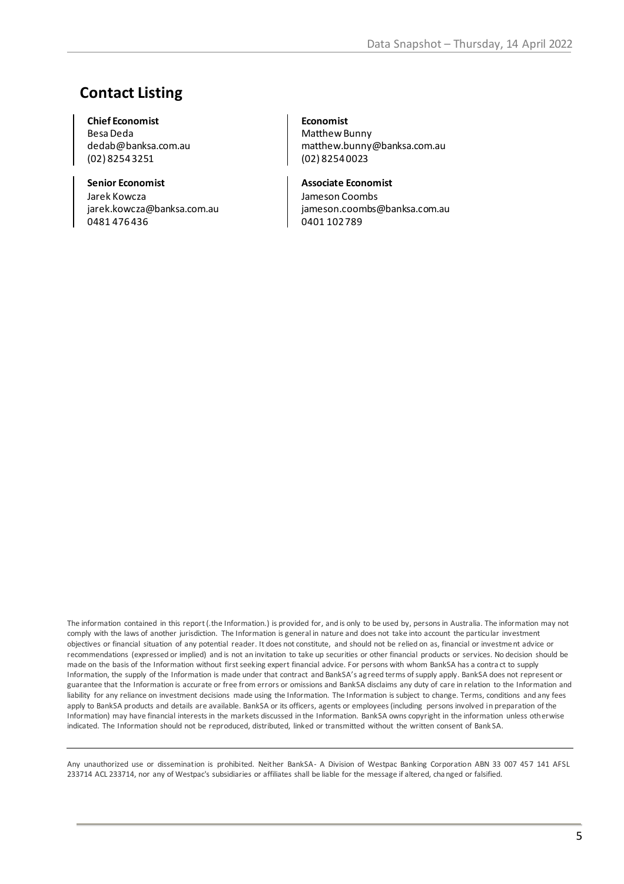## Contact Listing

**Chief Economist**
Besa Deda
dedab@banksa.com.au
(02) 8254 3251

**Senior Economist**
Jarek Kowcza
jarek.kowcza@banksa.com.au
0481 476 436

**Economist**
Matthew Bunny
matthew.bunny@banksa.com.au
(02) 8254 0023

**Associate Economist**
Jameson Coombs
jameson.coombs@banksa.com.au
0401 102 789

The information contained in this report (.the Information.) is provided for, and is only to be used by, persons in Australia. The information may not comply with the laws of another jurisdiction. The Information is general in nature and does not take into account the particular investment objectives or financial situation of any potential reader. It does not constitute, and should not be relied on as, financial or investment advice or recommendations (expressed or implied) and is not an invitation to take up securities or other financial products or services. No decision should be made on the basis of the Information without first seeking expert financial advice. For persons with whom BankSA has a contract to supply Information, the supply of the Information is made under that contract and BankSA's agreed terms of supply apply. BankSA does not represent or guarantee that the Information is accurate or free from errors or omissions and BankSA disclaims any duty of care in relation to the Information and liability for any reliance on investment decisions made using the Information. The Information is subject to change. Terms, conditions and any fees apply to BankSA products and details are available. BankSA or its officers, agents or employees (including persons involved in preparation of the Information) may have financial interests in the markets discussed in the Information. BankSA owns copyright in the information unless otherwise indicated. The Information should not be reproduced, distributed, linked or transmitted without the written consent of BankSA.

Any unauthorized use or dissemination is prohibited. Neither BankSA- A Division of Westpac Banking Corporation ABN 33 007 457 141 AFSL 233714 ACL 233714, nor any of Westpac's subsidiaries or affiliates shall be liable for the message if altered, changed or falsified.